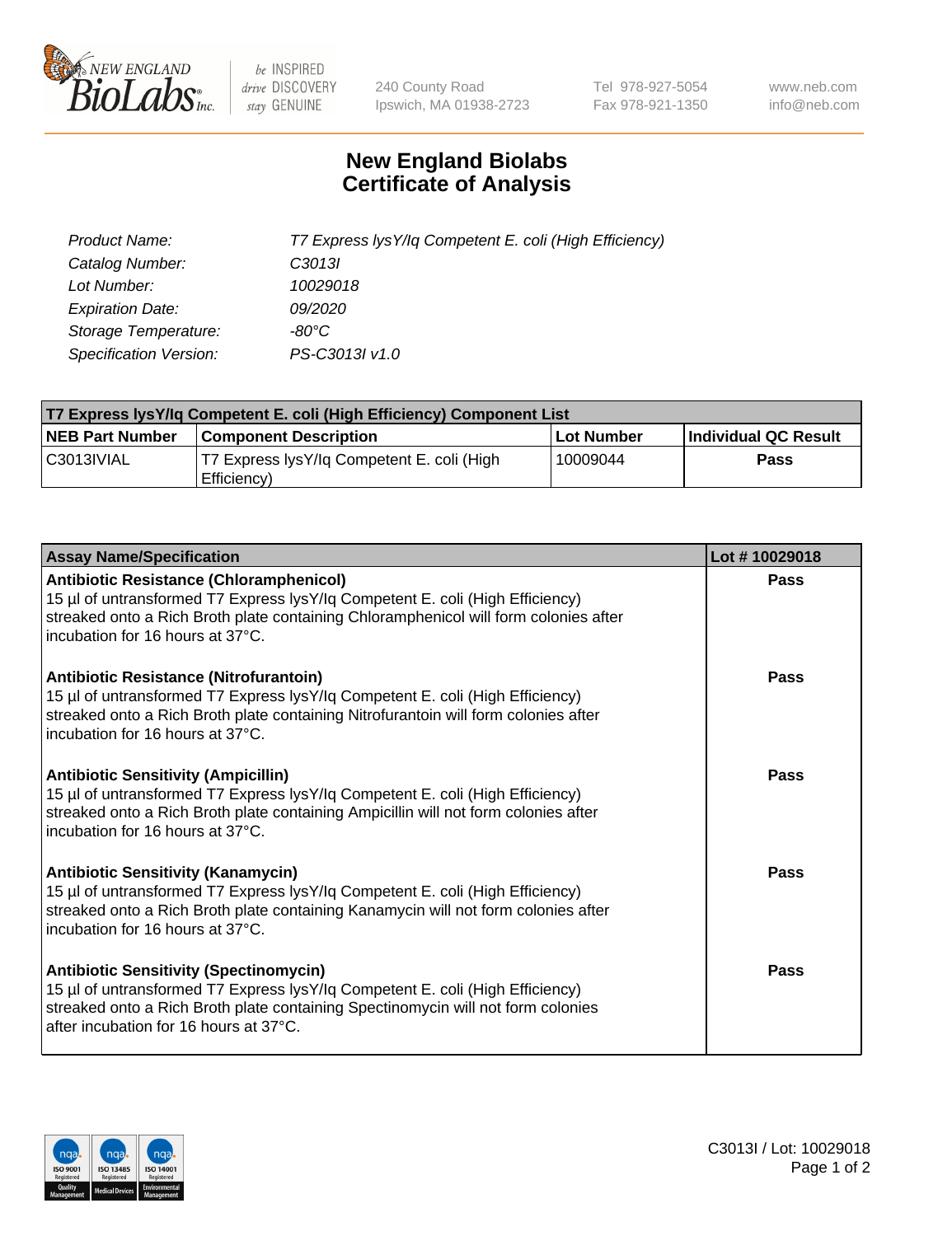New England BioLabs Inc. — be INSPIRED drive DISCOVERY stay GENUINE

240 County Road
Ipswich, MA 01938-2723

Tel 978-927-5054
Fax 978-921-1350

www.neb.com
info@neb.com

# New England Biolabs
# Certificate of Analysis

| | |
|---|---|
| *Product Name:* | *T7 Express lysY/Iq Competent E. coli (High Efficiency)* |
| *Catalog Number:* | *C3013I* |
| *Lot Number:* | *10029018* |
| *Expiration Date:* | *09/2020* |
| *Storage Temperature:* | *-80°C* |
| *Specification Version:* | *PS-C3013I v1.0* |

| T7 Express lysY/Iq Competent E. coli (High Efficiency) Component List | | | |
|---|---|---|---|
| **NEB Part Number** | **Component Description** | **Lot Number** | **Individual QC Result** |
| C3013IVIAL | T7 Express lysY/Iq Competent E. coli (High Efficiency) | 10009044 | **Pass** |

| Assay Name/Specification | Lot # 10029018 |
|---|---|
| **Antibiotic Resistance (Chloramphenicol)**<br>15 µl of untransformed T7 Express lysY/Iq Competent E. coli (High Efficiency) streaked onto a Rich Broth plate containing Chloramphenicol will form colonies after incubation for 16 hours at 37°C. | **Pass** |
| **Antibiotic Resistance (Nitrofurantoin)**<br>15 µl of untransformed T7 Express lysY/Iq Competent E. coli (High Efficiency) streaked onto a Rich Broth plate containing Nitrofurantoin will form colonies after incubation for 16 hours at 37°C. | **Pass** |
| **Antibiotic Sensitivity (Ampicillin)**<br>15 µl of untransformed T7 Express lysY/Iq Competent E. coli (High Efficiency) streaked onto a Rich Broth plate containing Ampicillin will not form colonies after incubation for 16 hours at 37°C. | **Pass** |
| **Antibiotic Sensitivity (Kanamycin)**<br>15 µl of untransformed T7 Express lysY/Iq Competent E. coli (High Efficiency) streaked onto a Rich Broth plate containing Kanamycin will not form colonies after incubation for 16 hours at 37°C. | **Pass** |
| **Antibiotic Sensitivity (Spectinomycin)**<br>15 µl of untransformed T7 Express lysY/Iq Competent E. coli (High Efficiency) streaked onto a Rich Broth plate containing Spectinomycin will not form colonies after incubation for 16 hours at 37°C. | **Pass** |

ISO 9001 Registered Quality Management · ISO 13485 Registered Medical Devices · ISO 14001 Registered Environmental Management

C3013I / Lot: 10029018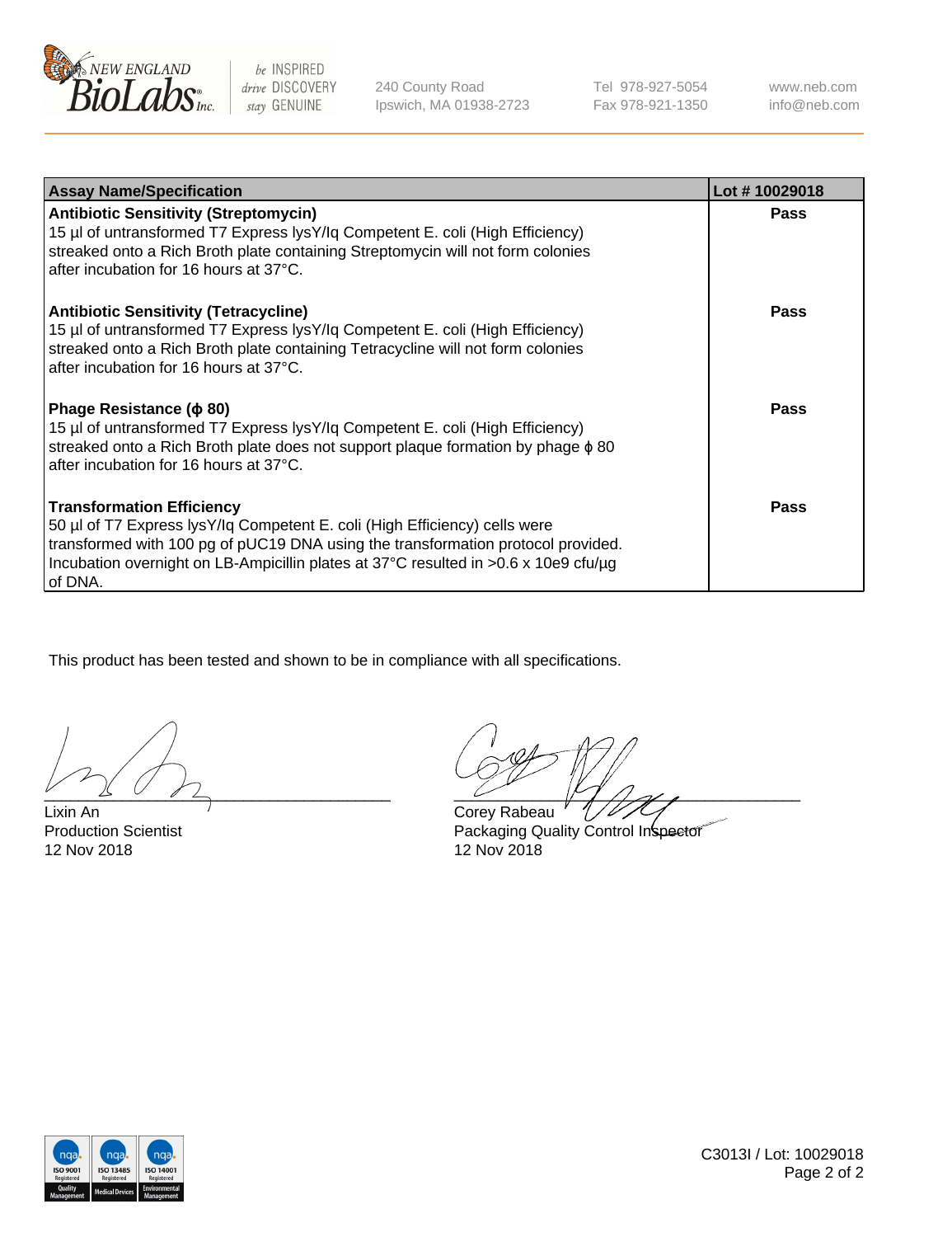| Assay Name/Specification | Lot # 10029018 |
|---|---|
| **Antibiotic Sensitivity (Streptomycin)**<br>15 µl of untransformed T7 Express lysY/Iq Competent E. coli (High Efficiency) streaked onto a Rich Broth plate containing Streptomycin will not form colonies after incubation for 16 hours at 37°C. | **Pass** |
| **Antibiotic Sensitivity (Tetracycline)**<br>15 µl of untransformed T7 Express lysY/Iq Competent E. coli (High Efficiency) streaked onto a Rich Broth plate containing Tetracycline will not form colonies after incubation for 16 hours at 37°C. | **Pass** |
| **Phage Resistance (ϕ 80)**<br>15 µl of untransformed T7 Express lysY/Iq Competent E. coli (High Efficiency) streaked onto a Rich Broth plate does not support plaque formation by phage ϕ 80 after incubation for 16 hours at 37°C. | **Pass** |
| **Transformation Efficiency**<br>50 µl of T7 Express lysY/Iq Competent E. coli (High Efficiency) cells were transformed with 100 pg of pUC19 DNA using the transformation protocol provided. Incubation overnight on LB-Ampicillin plates at 37°C resulted in >0.6 x 10e9 cfu/µg of DNA. | **Pass** |

This product has been tested and shown to be in compliance with all specifications.

Lixin An
Production Scientist
12 Nov 2018

Corey Rabeau
Packaging Quality Control Inspector
12 Nov 2018

C3013I / Lot: 10029018